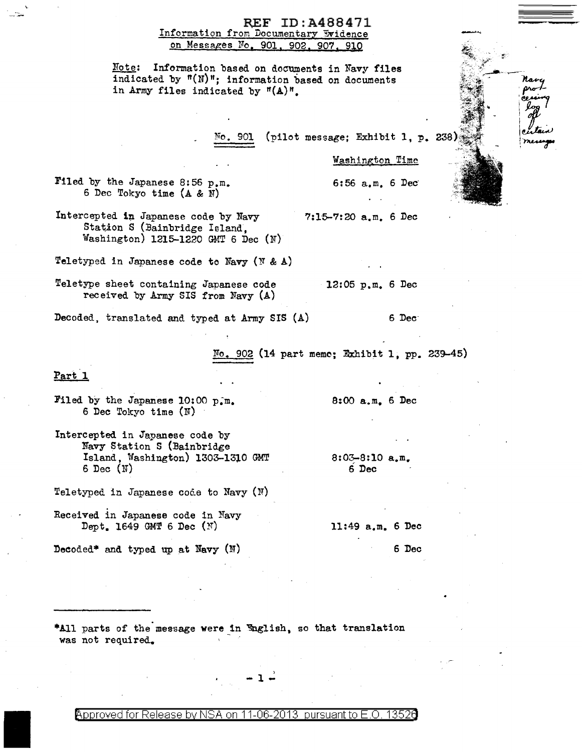REF ID:A488471

## Information from Documentary Evidence on Messages No. 901, 902, 907, 910

Note: Information based on documents in Navy files indicated by "(N)"; information based on documents in Army files indicated by "(A)".

Navy processing log of certain messages

### No. 901 (pilot message; Exhibit 1, p. 238)

| | Washington Time |
|---|---|
| Filed by the Japanese 8:56 p.m. 6 Dec Tokyo time (A & N) | 6:56 a.m. 6 Dec |
| Intercepted in Japanese code by Navy Station S (Bainbridge Island, Washington) 1215-1220 GMT 6 Dec (N) | 7:15-7:20 a.m. 6 Dec |
| Teletyped in Japanese code to Navy (N & A) | |
| Teletype sheet containing Japanese code received by Army SIS from Navy (A) | 12:05 p.m. 6 Dec |
| Decoded, translated and typed at Army SIS (A) | 6 Dec |

### No. 902 (14 part memo; Exhibit 1, pp. 239-45)

**Part 1**

| | |
|---|---|
| Filed by the Japanese 10:00 p.m. 6 Dec Tokyo time (N) | 8:00 a.m. 6 Dec |
| Intercepted in Japanese code by Navy Station S (Bainbridge Island, Washington) 1303-1310 GMT 6 Dec (N) | 8:03-8:10 a.m. 6 Dec |
| Teletyped in Japanese code to Navy (N) | |
| Received in Japanese code in Navy Dept. 1649 GMT 6 Dec (N) | 11:49 a.m. 6 Dec |
| Decoded* and typed up at Navy (N) | 6 Dec |

*All parts of the message were in English, so that translation was not required.

Approved for Release by NSA on 11-06-2013 pursuant to E.O. 13526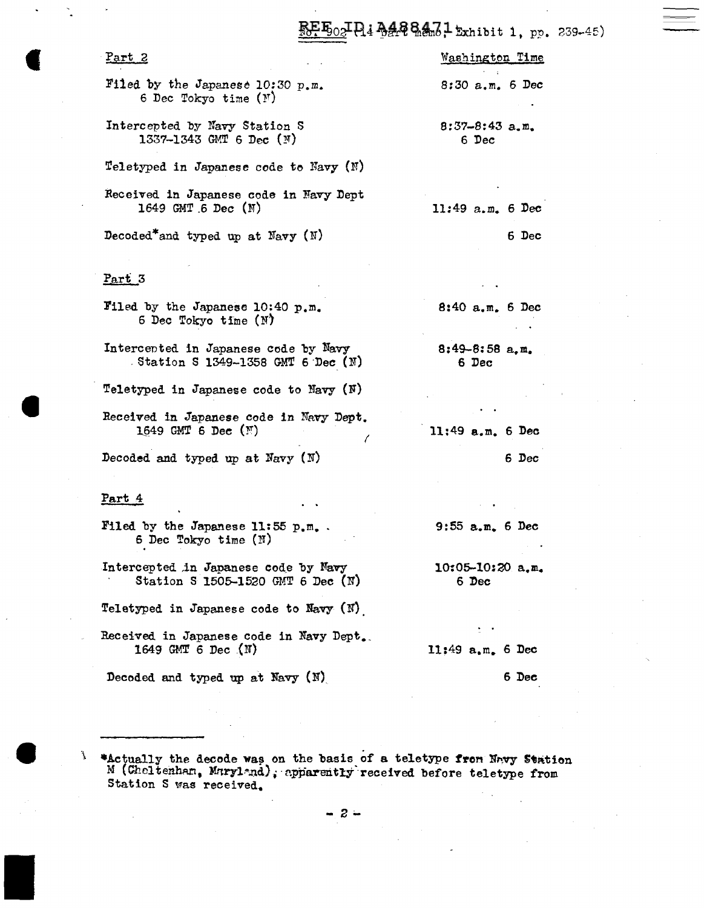REF ID:A488471 No. 902 (14 part memo; Exhibit 1, pp. 239-45)

| Part 2 | Washington Time |
|---|---|
| Filed by the Japanese 10:30 p.m. 6 Dec Tokyo time (N) | 8:30 a.m. 6 Dec |
| Intercepted by Navy Station S 1337-1343 GMT 6 Dec (N) | 8:37-8:43 a.m. 6 Dec |
| Teletyped in Japanese code to Navy (N) | |
| Received in Japanese code in Navy Dept 1649 GMT 6 Dec (N) | 11:49 a.m. 6 Dec |
| Decoded* and typed up at Navy (N) | 6 Dec |

| Part 3 | |
|---|---|
| Filed by the Japanese 10:40 p.m. 6 Dec Tokyo time (N) | 8:40 a.m. 6 Dec |
| Intercepted in Japanese code by Navy Station S 1349-1358 GMT 6 Dec (N) | 8:49-8:58 a.m. 6 Dec |
| Teletyped in Japanese code to Navy (N) | |
| Received in Japanese code in Navy Dept. 1649 GMT 6 Dec (N) | 11:49 a.m. 6 Dec |
| Decoded and typed up at Navy (N) | 6 Dec |

| Part 4 | |
|---|---|
| Filed by the Japanese 11:55 p.m. 6 Dec Tokyo time (N) | 9:55 a.m. 6 Dec |
| Intercepted in Japanese code by Navy Station S 1505-1520 GMT 6 Dec (N) | 10:05-10:20 a.m. 6 Dec |
| Teletyped in Japanese code to Navy (N) | |
| Received in Japanese code in Navy Dept. 1649 GMT 6 Dec (N) | 11:49 a.m. 6 Dec |
| Decoded and typed up at Navy (N) | 6 Dec |

*Actually the decode was on the basis of a teletype from Navy Station M (Cheltenham, Maryland); apparently received before teletype from Station S was received.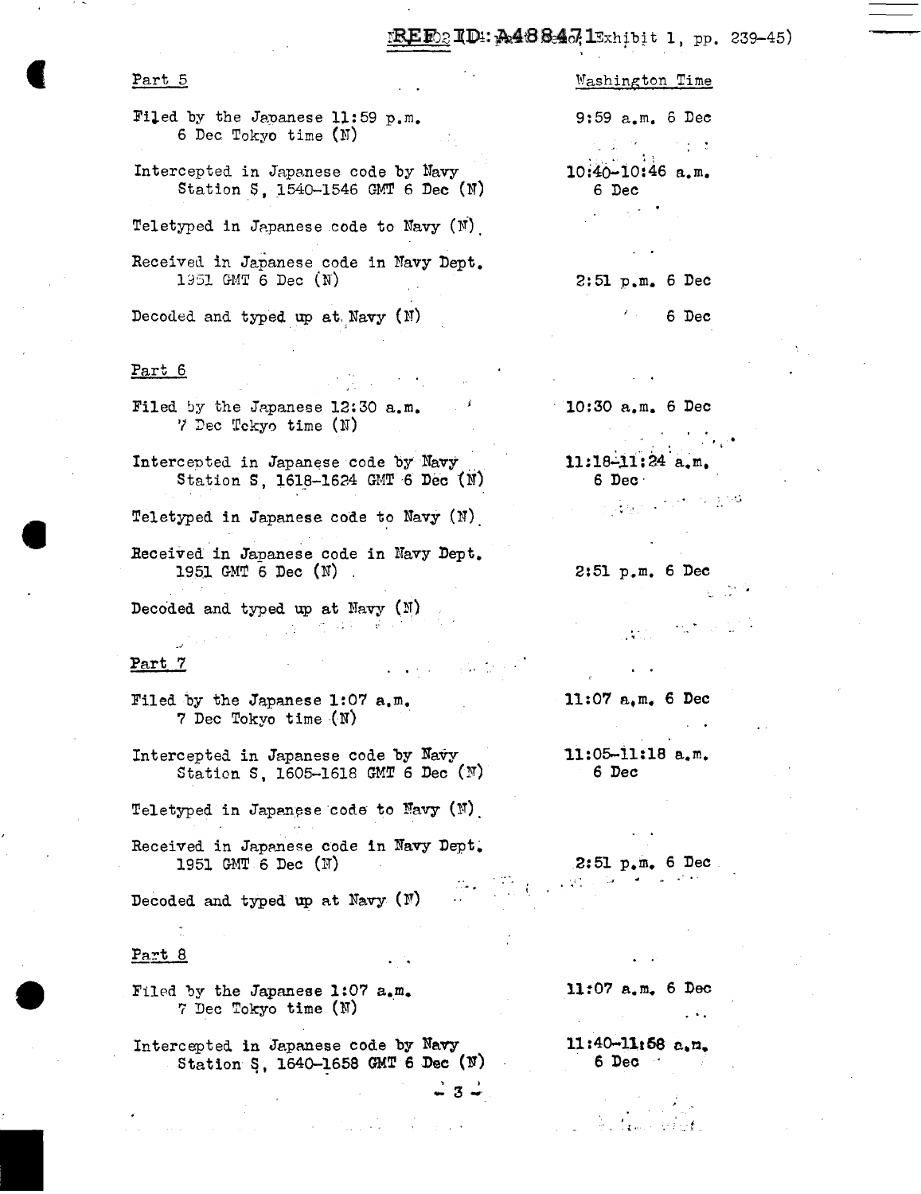Part 5

| | Washington Time |
|---|---|
| Filed by the Japanese 11:59 p.m. 6 Dec Tokyo time (N) | 9:59 a.m. 6 Dec |
| Intercepted in Japanese code by Navy Station S, 1540-1546 GMT 6 Dec (N) | 10:40-10:46 a.m. 6 Dec |
| Teletyped in Japanese code to Navy (N) | |
| Received in Japanese code in Navy Dept. 1951 GMT 6 Dec (N) | 2:51 p.m. 6 Dec |
| Decoded and typed up at Navy (N) | 6 Dec |

Part 6

| | |
|---|---|
| Filed by the Japanese 12:30 a.m. 7 Dec Tokyo time (N) | 10:30 a.m. 6 Dec |
| Intercepted in Japanese code by Navy Station S, 1618-1624 GMT 6 Dec (N) | 11:18-11:24 a.m. 6 Dec |
| Teletyped in Japanese code to Navy (N) | |
| Received in Japanese code in Navy Dept. 1951 GMT 6 Dec (N) | 2:51 p.m. 6 Dec |
| Decoded and typed up at Navy (N) | |

Part 7

| | |
|---|---|
| Filed by the Japanese 1:07 a.m. 7 Dec Tokyo time (N) | 11:07 a.m. 6 Dec |
| Intercepted in Japanese code by Navy Station S, 1605-1618 GMT 6 Dec (N) | 11:05-11:18 a.m. 6 Dec |
| Teletyped in Japanese code to Navy (N) | |
| Received in Japanese code in Navy Dept. 1951 GMT 6 Dec (N) | 2:51 p.m. 6 Dec |
| Decoded and typed up at Navy (N) | |

Part 8

| | |
|---|---|
| Filed by the Japanese 1:07 a.m. 7 Dec Tokyo time (N) | 11:07 a.m. 6 Dec |
| Intercepted in Japanese code by Navy Station S, 1640-1658 GMT 6 Dec (N) | 11:40-11:58 a.m. 6 Dec |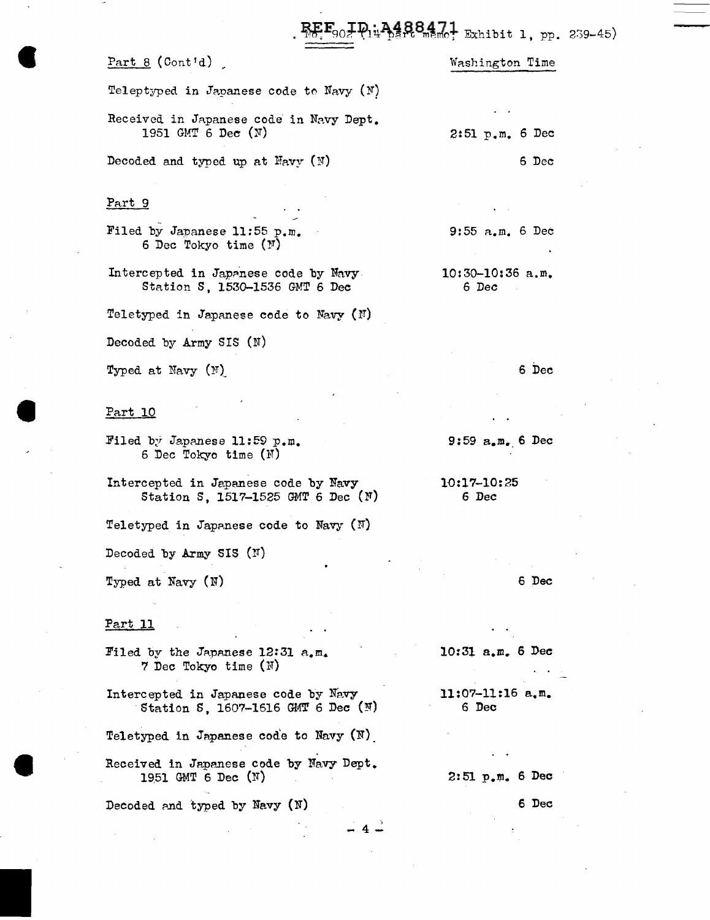Part 8 (Cont'd)

| | Washington Time |
|---|---|
| Teleptyped in Japanese code to Navy (N) | |
| Received in Japanese code in Navy Dept. 1951 GMT 6 Dec (N) | 2:51 p.m. 6 Dec |
| Decoded and typed up at Navy (N) | 6 Dec |

Part 9

| | |
|---|---|
| Filed by Japanese 11:55 p.m. 6 Dec Tokyo time (N) | 9:55 a.m. 6 Dec |
| Intercepted in Japanese code by Navy Station S, 1530-1536 GMT 6 Dec | 10:30-10:36 a.m. 6 Dec |
| Teletyped in Japanese code to Navy (N) | |
| Decoded by Army SIS (N) | |
| Typed at Navy (N) | 6 Dec |

Part 10

| | |
|---|---|
| Filed by Japanese 11:59 p.m. 6 Dec Tokyo time (N) | 9:59 a.m. 6 Dec |
| Intercepted in Japanese code by Navy Station S, 1517-1525 GMT 6 Dec (N) | 10:17-10:25 6 Dec |
| Teletyped in Japanese code to Navy (N) | |
| Decoded by Army SIS (N) | |
| Typed at Navy (N) | 6 Dec |

Part 11

| | |
|---|---|
| Filed by the Japanese 12:31 a.m. 7 Dec Tokyo time (N) | 10:31 a.m. 6 Dec |
| Intercepted in Japanese code by Navy Station S, 1607-1616 GMT 6 Dec (N) | 11:07-11:16 a.m. 6 Dec |
| Teletyped in Japanese code to Navy (N) | |
| Received in Japanese code by Navy Dept. 1951 GMT 6 Dec (N) | 2:51 p.m. 6 Dec |
| Decoded and typed by Navy (N) | 6 Dec |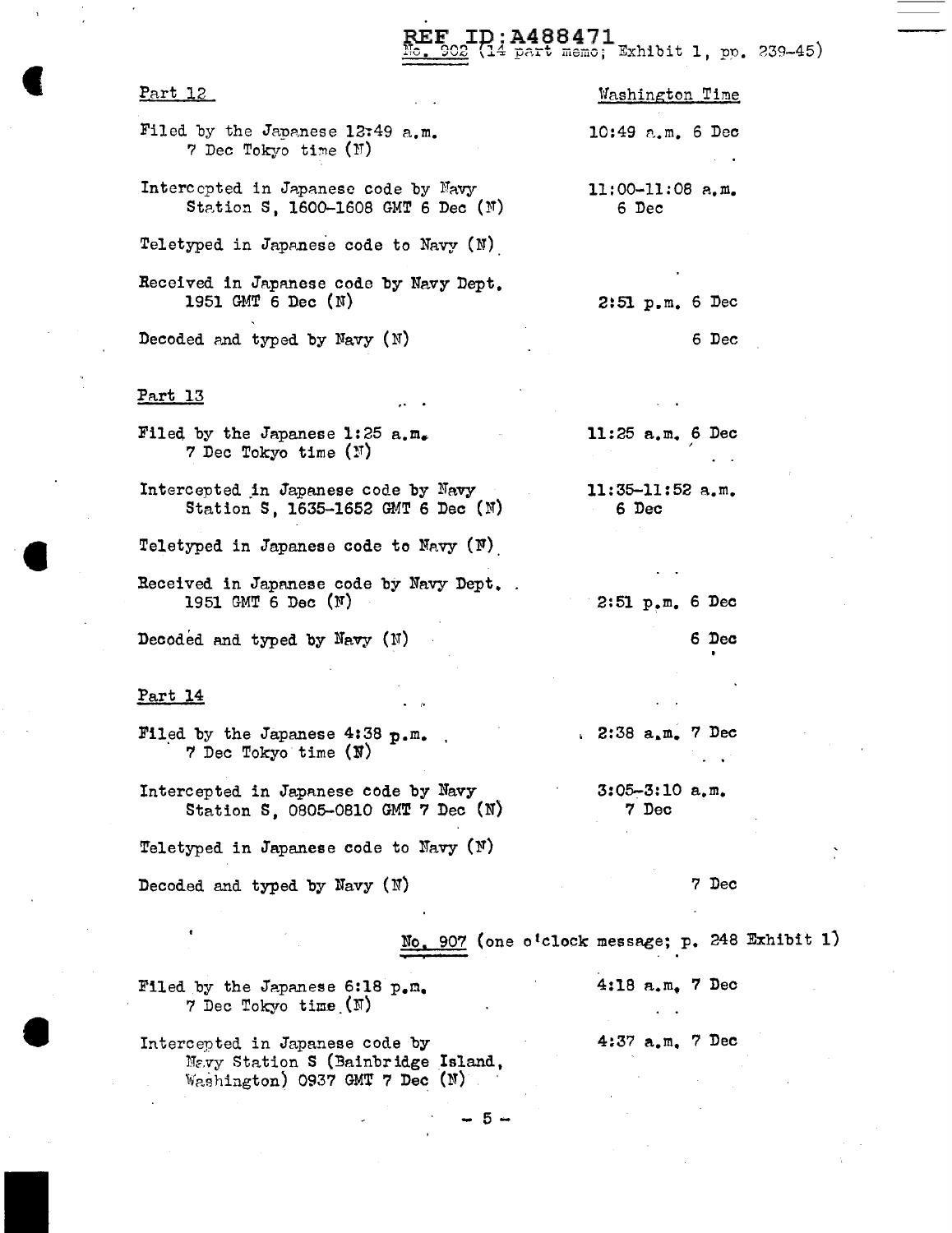REF ID:A488471
No. 902 (14 part memo; Exhibit 1, pp. 239-45)

| Part 12 | Washington Time |
|---|---|
| Filed by the Japanese 12:49 a.m. 7 Dec Tokyo time (N) | 10:49 a.m. 6 Dec |
| Intercepted in Japanese code by Navy Station S, 1600-1608 GMT 6 Dec (N) | 11:00-11:08 a.m. 6 Dec |
| Teletyped in Japanese code to Navy (N) | |
| Received in Japanese code by Navy Dept. 1951 GMT 6 Dec (N) | 2:51 p.m. 6 Dec |
| Decoded and typed by Navy (N) | 6 Dec |

| Part 13 | |
|---|---|
| Filed by the Japanese 1:25 a.m. 7 Dec Tokyo time (N) | 11:25 a.m. 6 Dec |
| Intercepted in Japanese code by Navy Station S, 1635-1652 GMT 6 Dec (N) | 11:35-11:52 a.m. 6 Dec |
| Teletyped in Japanese code to Navy (N) | |
| Received in Japanese code by Navy Dept. 1951 GMT 6 Dec (N) | 2:51 p.m. 6 Dec |
| Decoded and typed by Navy (N) | 6 Dec |

| Part 14 | |
|---|---|
| Filed by the Japanese 4:38 p.m. 7 Dec Tokyo time (N) | 2:38 a.m. 7 Dec |
| Intercepted in Japanese code by Navy Station S, 0805-0810 GMT 7 Dec (N) | 3:05-3:10 a.m. 7 Dec |
| Teletyped in Japanese code to Navy (N) | |
| Decoded and typed by Navy (N) | 7 Dec |

No. 907 (one o'clock message; p. 248 Exhibit 1)

| | |
|---|---|
| Filed by the Japanese 6:18 p.m. 7 Dec Tokyo time (N) | 4:18 a.m. 7 Dec |
| Intercepted in Japanese code by Navy Station S (Bainbridge Island, Washington) 0937 GMT 7 Dec (N) | 4:37 a.m. 7 Dec |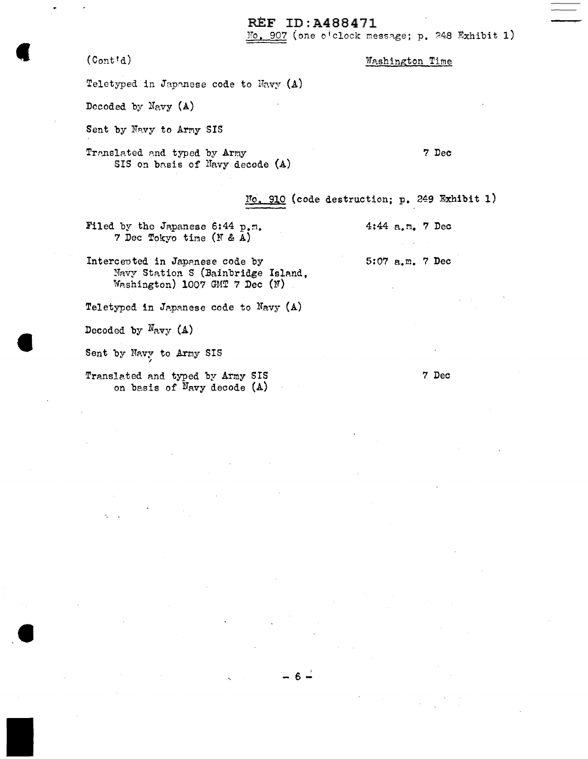REF ID:A488471

No. 907 (one o'clock message; p. 248 Exhibit 1)

(Cont'd)

| | Washington Time |
|---|---|
| Teletyped in Japanese code to Navy (A) | |
| Decoded by Navy (A) | |
| Sent by Navy to Army SIS | |
| Translated and typed by Army SIS on basis of Navy decode (A) | 7 Dec |

No. 910 (code destruction; p. 249 Exhibit 1)

| | |
|---|---|
| Filed by the Japanese 6:44 p.m. 7 Dec Tokyo time (N & A) | 4:44 a.m. 7 Dec |
| Intercepted in Japanese code by Navy Station S (Bainbridge Island, Washington) 1007 GMT 7 Dec (N) | 5:07 a.m. 7 Dec |
| Teletyped in Japanese code to Navy (A) | |
| Decoded by Navy (A) | |
| Sent by Navy to Army SIS | |
| Translated and typed by Army SIS on basis of Navy decode (A) | 7 Dec |